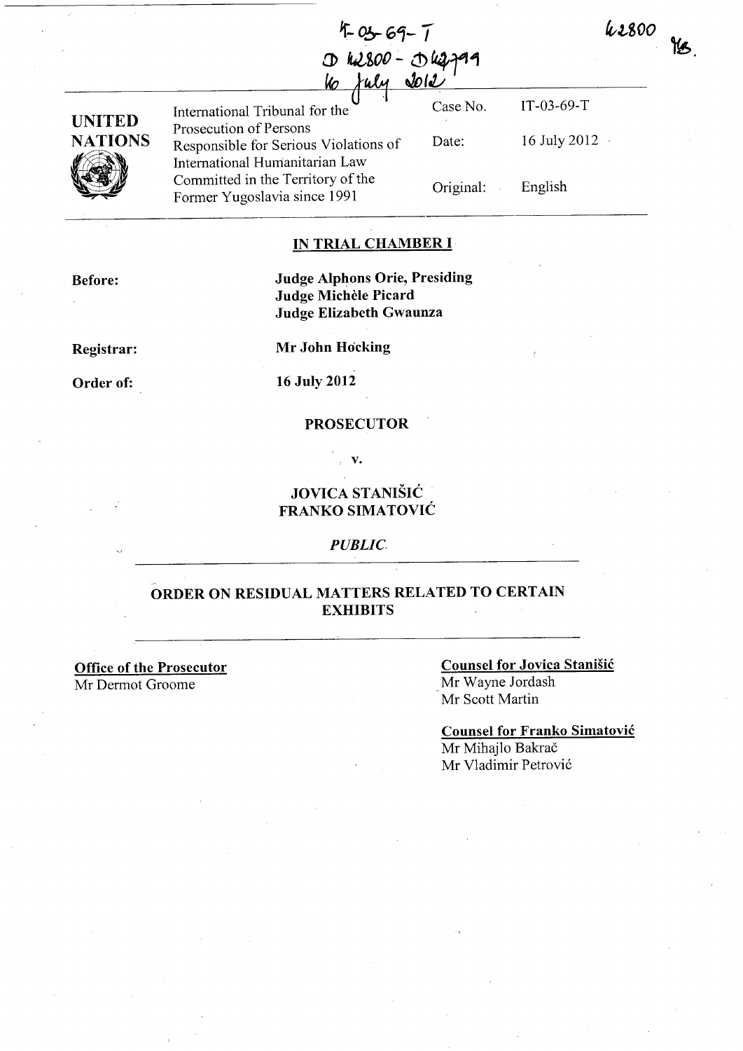IT-03-69-T
D 62800 - D 62799
16 July 2012

62800 YB.

| UNITED NATIONS | International Tribunal for the Prosecution of Persons Responsible for Serious Violations of International Humanitarian Law Committed in the Territory of the Former Yugoslavia since 1991 | Case No. | IT-03-69-T |
|---|---|---|---|
| | | Date: | 16 July 2012 |
| | | Original: | English |

## IN TRIAL CHAMBER I

**Before:** **Judge Alphons Orie, Presiding**
**Judge Michèle Picard**
**Judge Elizabeth Gwaunza**

**Registrar:** **Mr John Hocking**

**Order of:** **16 July 2012**

**PROSECUTOR**

**v.**

**JOVICA STANIŠIĆ**
**FRANKO SIMATOVIĆ**

*PUBLIC*

## ORDER ON RESIDUAL MATTERS RELATED TO CERTAIN EXHIBITS

**Office of the Prosecutor**
Mr Dermot Groome

**Counsel for Jovica Stanišić**
Mr Wayne Jordash
Mr Scott Martin

**Counsel for Franko Simatović**
Mr Mihajlo Bakrač
Mr Vladimir Petrović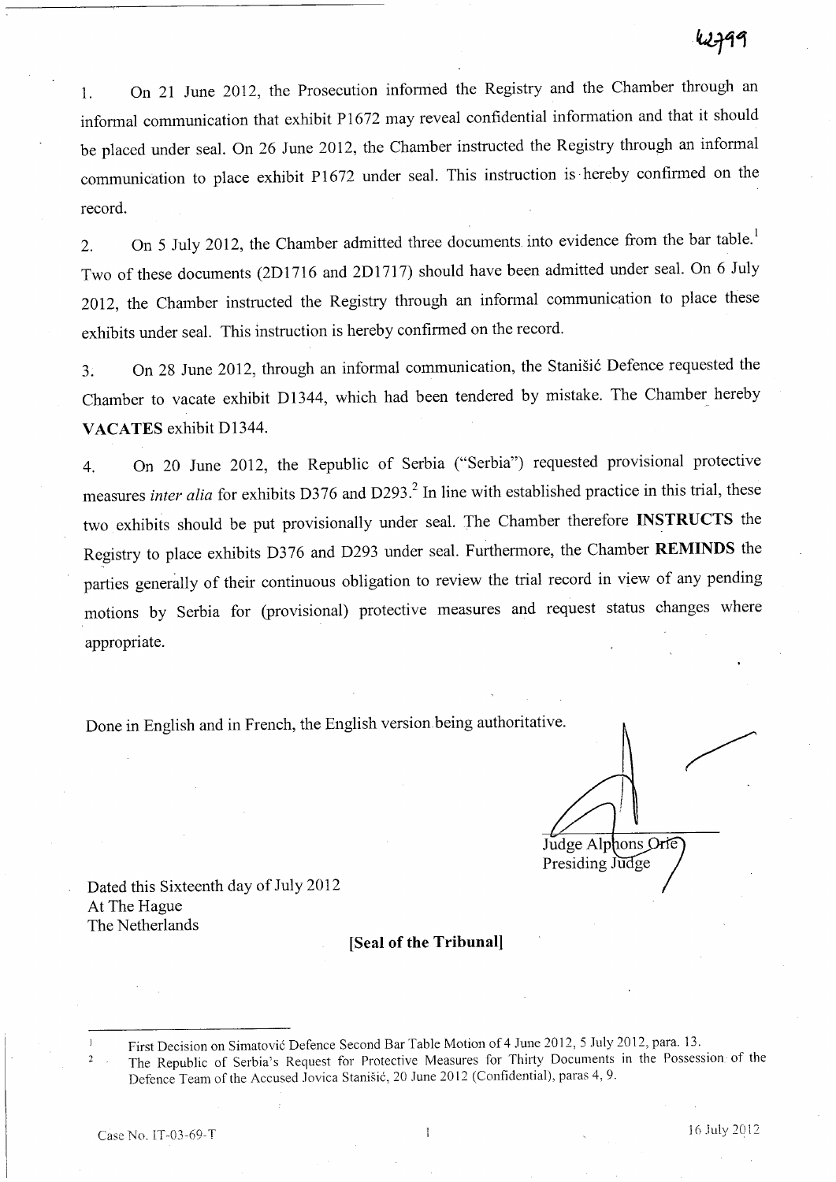1. On 21 June 2012, the Prosecution informed the Registry and the Chamber through an informal communication that exhibit P1672 may reveal confidential information and that it should be placed under seal. On 26 June 2012, the Chamber instructed the Registry through an informal communication to place exhibit P1672 under seal. This instruction is hereby confirmed on the record.

2. On 5 July 2012, the Chamber admitted three documents into evidence from the bar table.[1] Two of these documents (2D1716 and 2D1717) should have been admitted under seal. On 6 July 2012, the Chamber instructed the Registry through an informal communication to place these exhibits under seal. This instruction is hereby confirmed on the record.

3. On 28 June 2012, through an informal communication, the Stanišić Defence requested the Chamber to vacate exhibit D1344, which had been tendered by mistake. The Chamber hereby **VACATES** exhibit D1344.

4. On 20 June 2012, the Republic of Serbia ("Serbia") requested provisional protective measures *inter alia* for exhibits D376 and D293.[2] In line with established practice in this trial, these two exhibits should be put provisionally under seal. The Chamber therefore **INSTRUCTS** the Registry to place exhibits D376 and D293 under seal. Furthermore, the Chamber **REMINDS** the parties generally of their continuous obligation to review the trial record in view of any pending motions by Serbia for (provisional) protective measures and request status changes where appropriate.

Done in English and in French, the English version being authoritative.

Judge Alphons Orie
Presiding Judge

Dated this Sixteenth day of July 2012
At The Hague
The Netherlands

**[Seal of the Tribunal]**

---

[1] First Decision on Simatović Defence Second Bar Table Motion of 4 June 2012, 5 July 2012, para. 13.

[2] The Republic of Serbia's Request for Protective Measures for Thirty Documents in the Possession of the Defence Team of the Accused Jovica Stanišić, 20 June 2012 (Confidential), paras 4, 9.